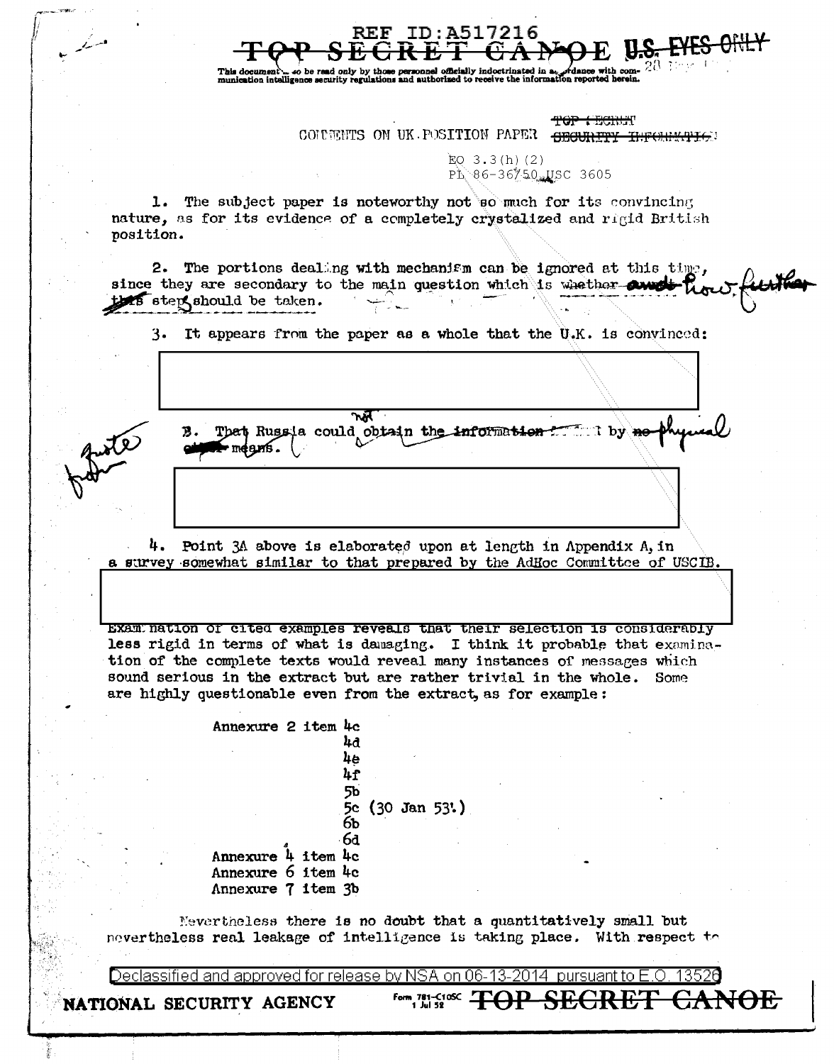REF ID:A517216

TOP SECRET CANOE U.S. EYES ONLY

This document ... to be read only by those personnel officially indoctrinated in accordance with communication intelligence security regulations and authorized to receive the information reported herein.

COMMENTS ON UK POSITION PAPER ~~SECURITY INFORMATION~~ TOP SECRET

EO 3.3(h)(2)
PL 86-36/50 USC 3605

1. The subject paper is noteworthy not so much for its convincing nature, as for its evidence of a completely crystalized and rigid British position.

2. The portions dealing with mechanism can be ignored at this time, since they are secondary to the main question which is whether ~~and~~ how further ~~this~~ steps should be taken.

3. It appears from the paper as a whole that the U.K. is convinced:

[REDACTED]

B. That Russia could ~~not~~ obtain the ~~information~~ [...] by ~~no~~ physical ~~other~~ means.

[REDACTED]

4. Point 3A above is elaborated upon at length in Appendix A, in a survey somewhat similar to that prepared by the AdHoc Committee of USCIB.

[REDACTED]

Examination of cited examples reveals that their selection is considerably less rigid in terms of what is damaging. I think it probable that examination of the complete texts would reveal many instances of messages which sound serious in the extract but are rather trivial in the whole. Some are highly questionable even from the extract, as for example:

Annexure 2 item 4c
4d
4e
4f
5b
5c (30 Jan 53.)
6b
6d
Annexure 4 item 4c
Annexure 6 item 4c
Annexure 7 item 3b

Nevertheless there is no doubt that a quantitatively small but nevertheless real leakage of intelligence is taking place. With respect to

Declassified and approved for release by NSA on 06-13-2014 pursuant to E.O. 13526

NATIONAL SECURITY AGENCY Form 781-C10SC 1 Jul 52 TOP SECRET CANOE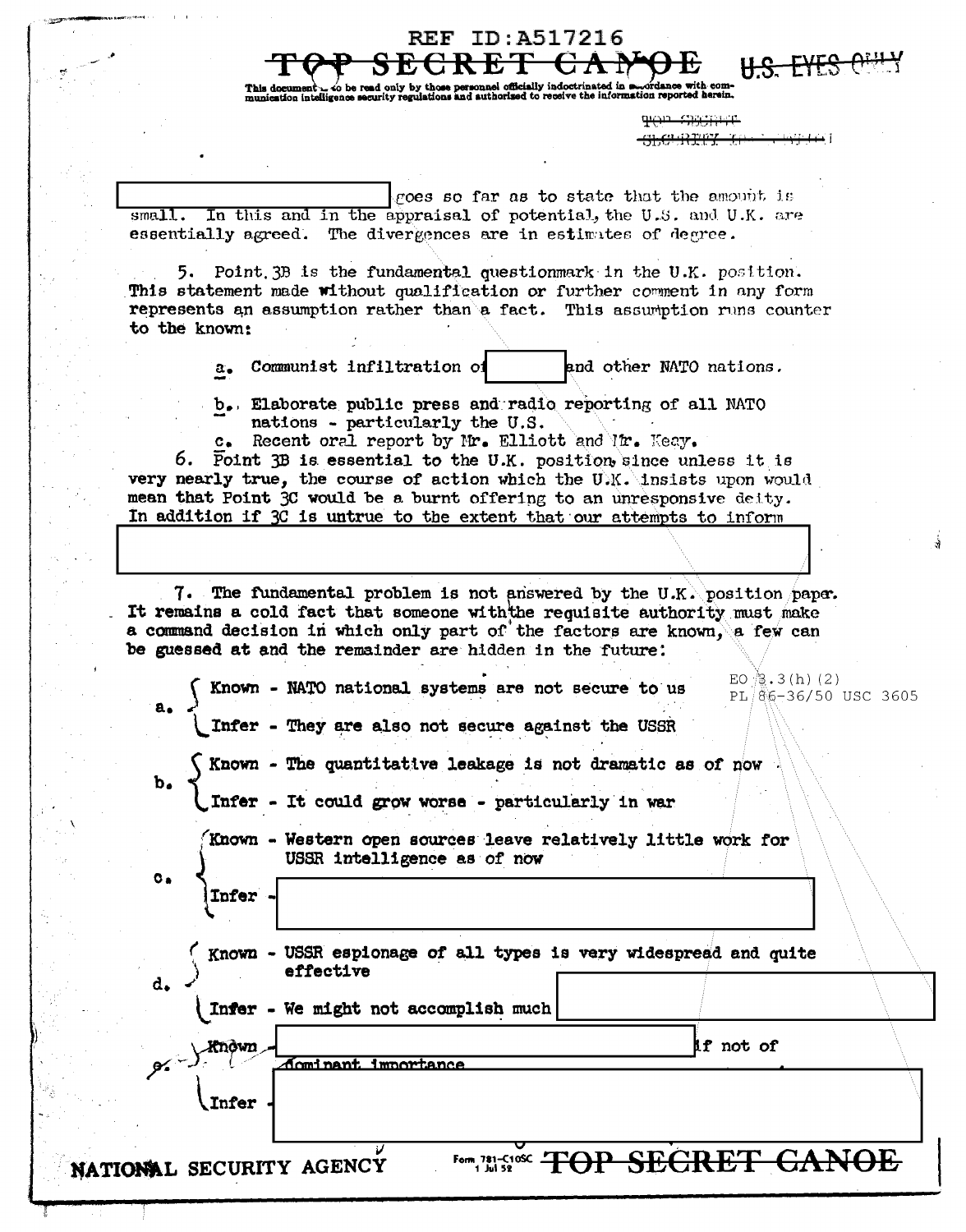REF ID:A517216

~~TOP SECRET CANOE~~ ~~U.S. EYES ONLY~~

This document is to be read only by those personnel officially indoctrinated in accordance with communication intelligence security regulations and authorized to receive the information reported herein.

[REDACTED] goes so far as to state that the amount is small. In this and in the appraisal of potential, the U.S. and U.K. are essentially agreed. The divergences are in estimates of degree.

5. Point 3B is the fundamental questionmark in the U.K. position. This statement made without qualification or further comment in any form represents an assumption rather than a fact. This assumption runs counter to the known:

a. Communist infiltration of [REDACTED] and other NATO nations.

b. Elaborate public press and radio reporting of all NATO nations - particularly the U.S.

c. Recent oral report by Mr. Elliott and Mr. Keay.

6. Point 3B is essential to the U.K. position, since unless it is very nearly true, the course of action which the U.K. insists upon would mean that Point 3C would be a burnt offering to an unresponsive deity. In addition if 3C is untrue to the extent that our attempts to inform

[REDACTED]

7. The fundamental problem is not answered by the U.K. position paper. It remains a cold fact that someone with the requisite authority must make a command decision in which only part of the factors are known, a few can be guessed at and the remainder are hidden in the future:

EO 3.3(h)(2)
PL 86-36/50 USC 3605

a. Known - NATO national systems are not secure to us
   Infer - They are also not secure against the USSR

b. Known - The quantitative leakage is not dramatic as of now
   Infer - It could grow worse - particularly in war

c. Known - Western open sources leave relatively little work for USSR intelligence as of now
   Infer - [REDACTED]

d. Known - USSR espionage of all types is very widespread and quite effective [REDACTED]
   Infer - We might not accomplish much [REDACTED]

e. Known - [REDACTED] if not of dominant importance
   Infer - [REDACTED]

NATIONAL SECURITY AGENCY

Form 781-C10SC 1 Jul 52 ~~TOP SECRET CANOE~~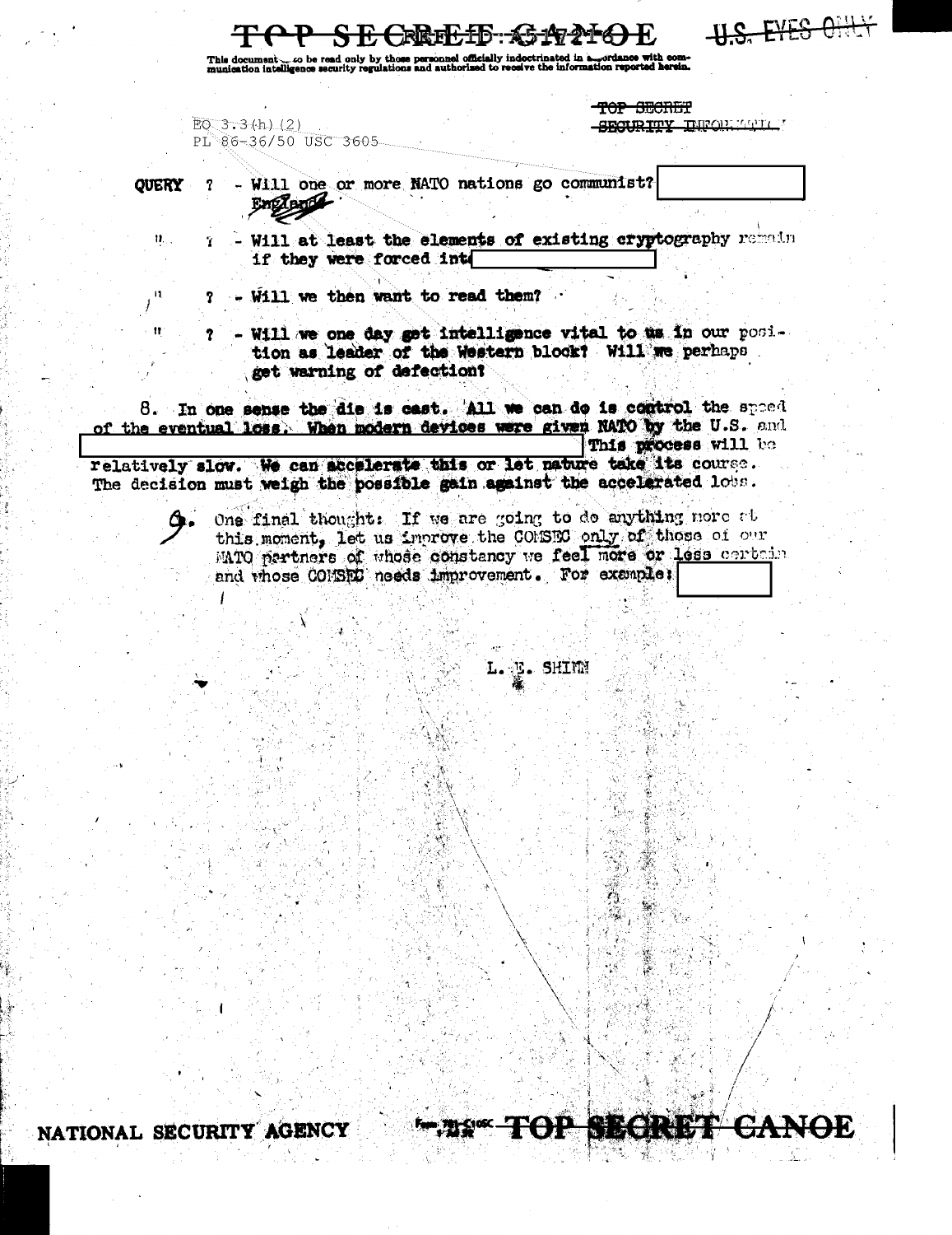TOP SECRET CANOE U.S. EYES ONLY

This document is to be read only by those personnel officially indoctrinated in accordance with communication intelligence security regulations and authorized to receive the information reported herein.

EO 3.3(h)(2)
PL 86-36/50 USC 3605

~~TOP SECRET~~
~~SECURITY INFORMATION~~

**QUERY** ? - Will one or more NATO nations go communist? [ ]
England

" ? - Will at least the elements of existing cryptography remain if they were forced int[ ]

" ? - Will we then want to read them?

" ? - Will we one day get intelligence vital to us in our position as leader of the Western block? Will we perhaps get warning of defection?

8. In one sense the die is cast. All we can do is control the speed of the eventual loss. When modern devices were given NATO by the U.S. and [ ] This process will be relatively slow. We can accelerate this or let nature take its course. The decision must weigh the possible gain against the accelerated loss.

9. One final thought: If we are going to do anything more at this moment, let us improve the COMSEC only of those of our NATO partners of whose constancy we feel more or less certain and whose COMSEC needs improvement. For example: [ ]

L. E. SHINN

NATIONAL SECURITY AGENCY

TOP SECRET CANOE